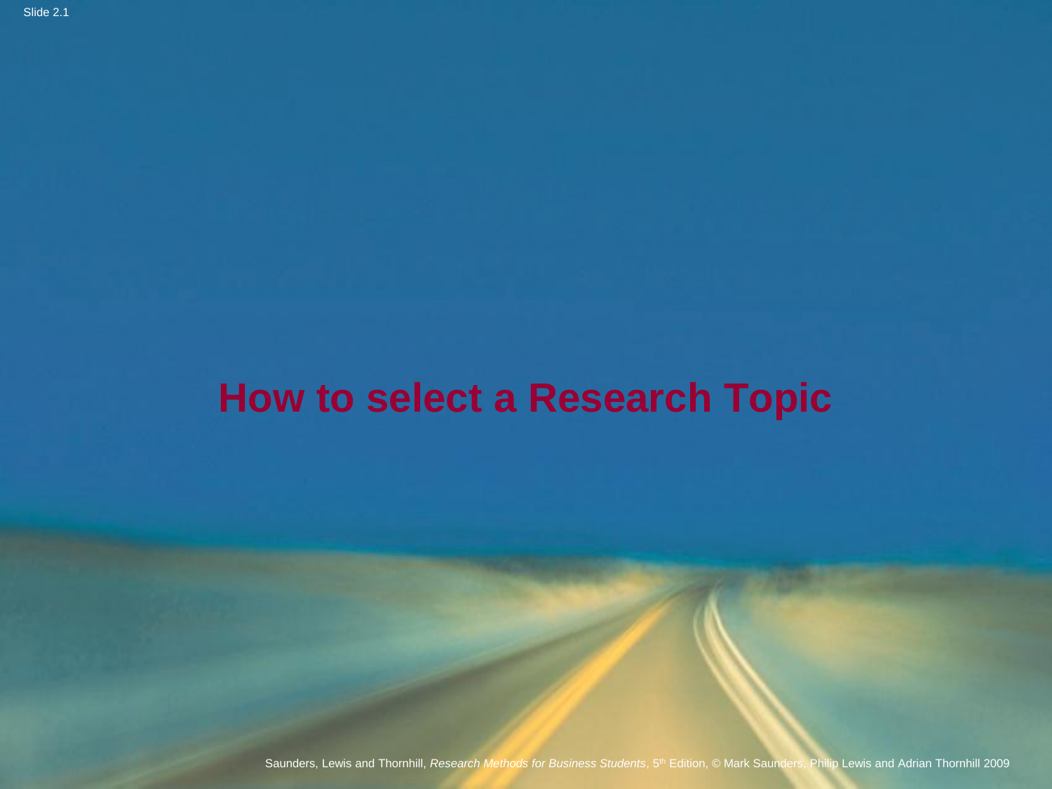# How to select a Research Topic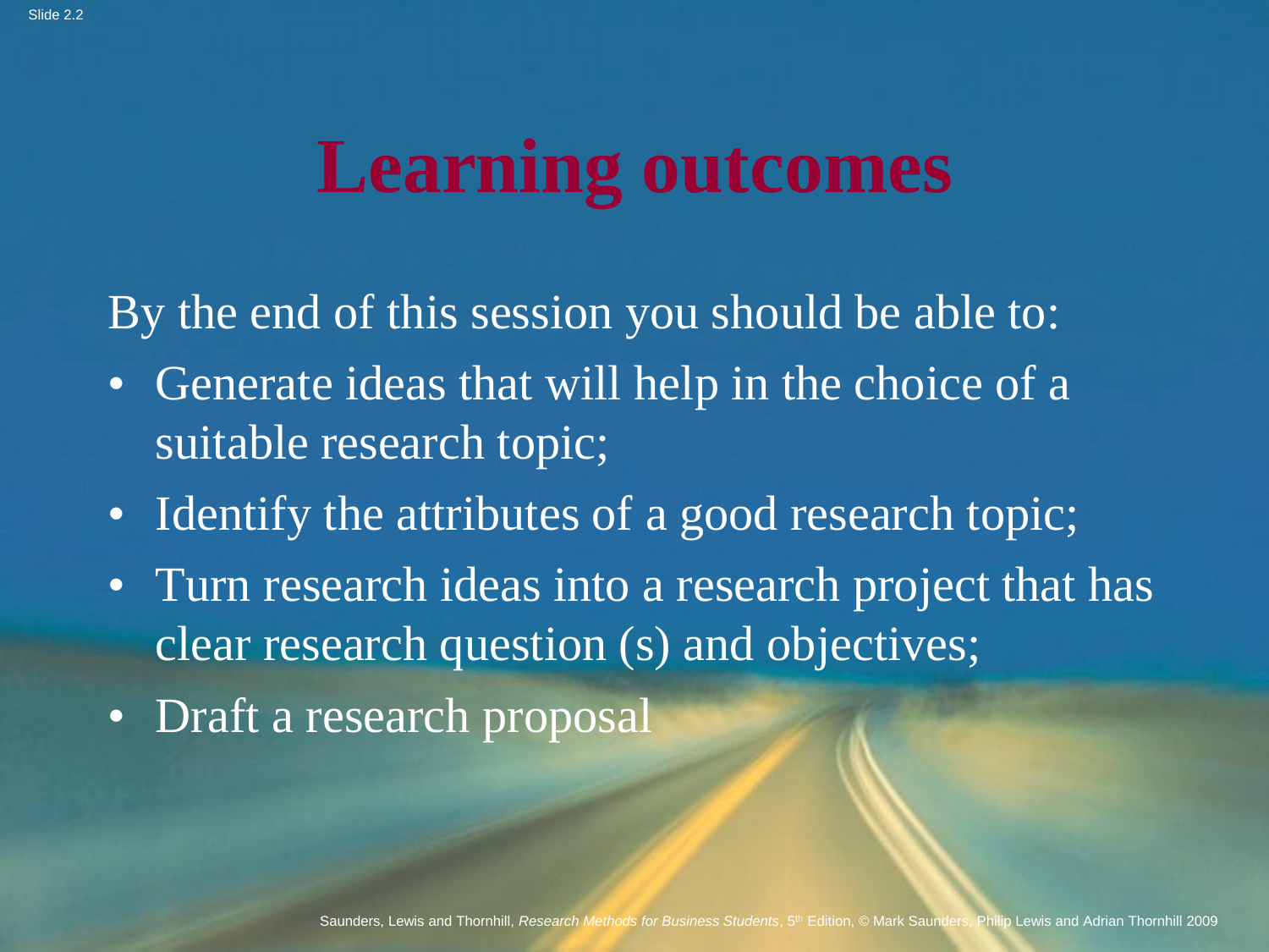# Learning outcomes

By the end of this session you should be able to:

- Generate ideas that will help in the choice of a suitable research topic;
- Identify the attributes of a good research topic;
- Turn research ideas into a research project that has clear research question (s) and objectives;
- Draft a research proposal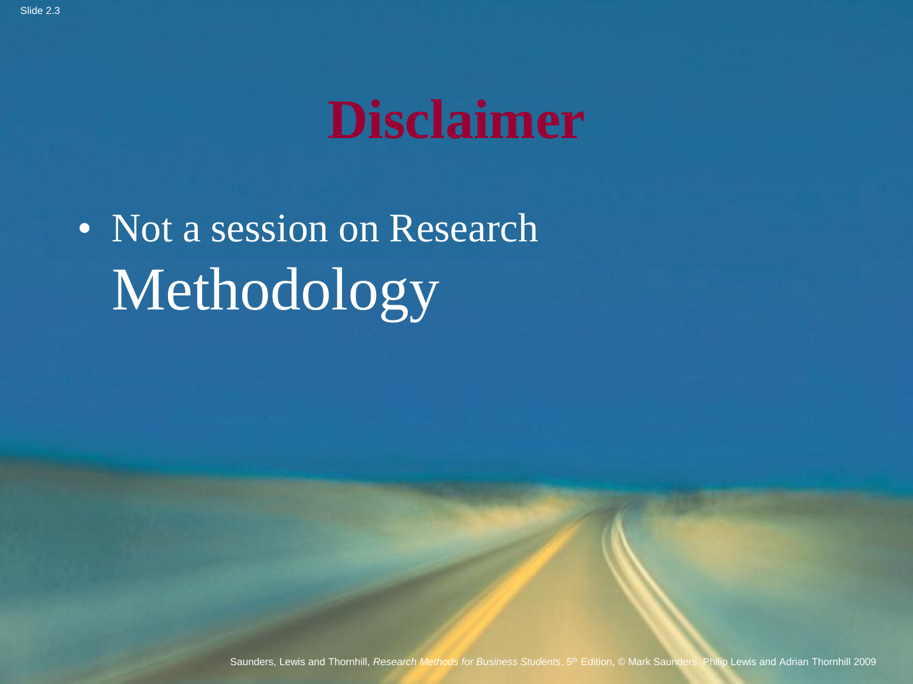# Disclaimer

- Not a session on Research Methodology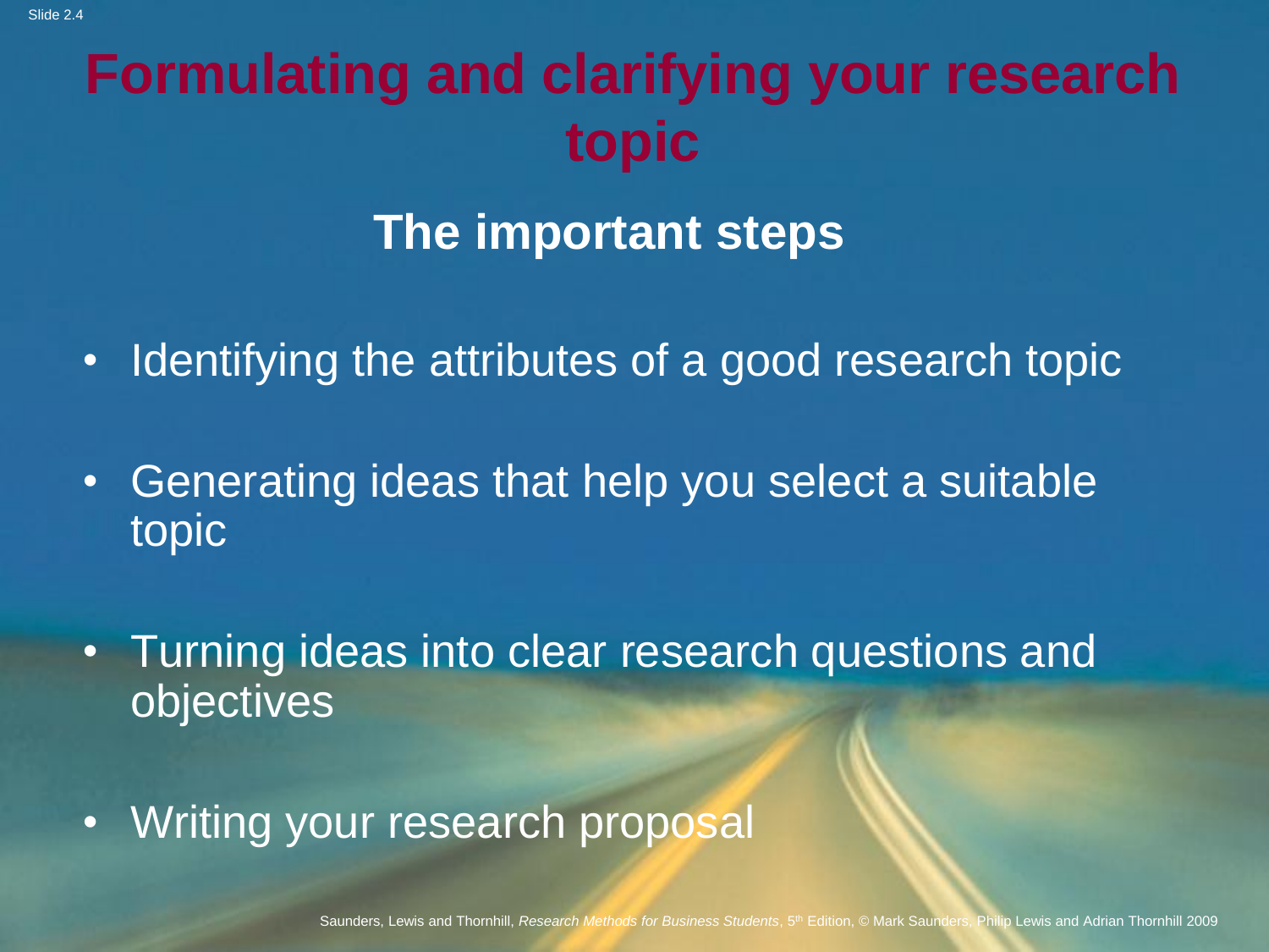# Formulating and clarifying your research topic

## The important steps

- Identifying the attributes of a good research topic
- Generating ideas that help you select a suitable topic
- Turning ideas into clear research questions and objectives
- Writing your research proposal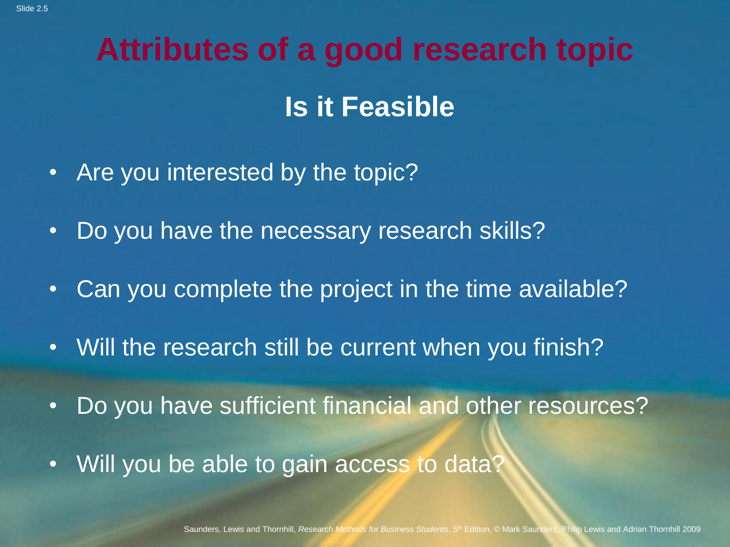# Attributes of a good research topic

## Is it Feasible

- Are you interested by the topic?
- Do you have the necessary research skills?
- Can you complete the project in the time available?
- Will the research still be current when you finish?
- Do you have sufficient financial and other resources?
- Will you be able to gain access to data?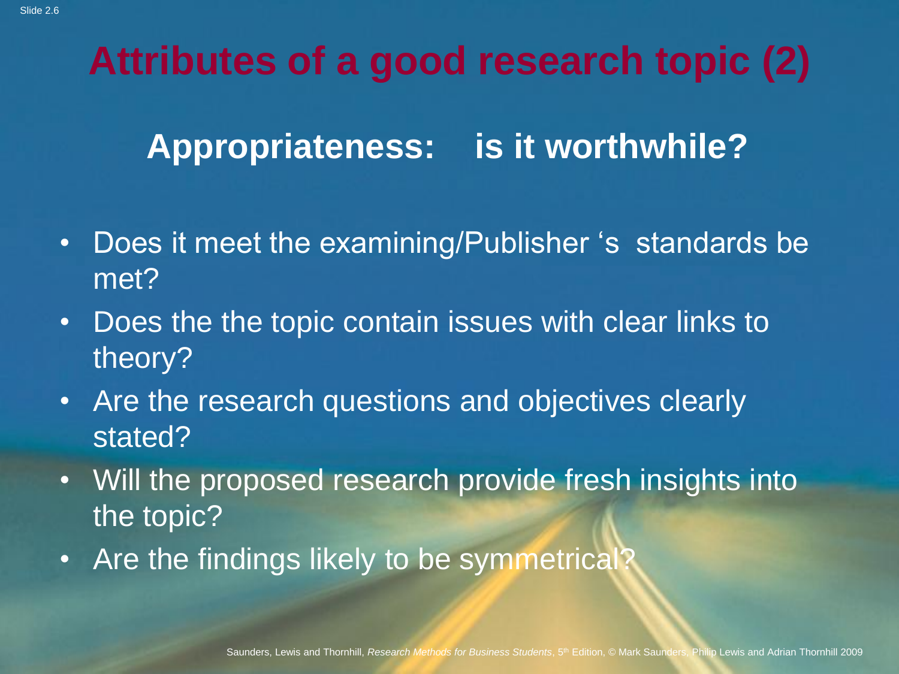# Attributes of a good research topic (2)

## Appropriateness: is it worthwhile?

- Does it meet the examining/Publisher ‘s standards be met?
- Does the the topic contain issues with clear links to theory?
- Are the research questions and objectives clearly stated?
- Will the proposed research provide fresh insights into the topic?
- Are the findings likely to be symmetrical?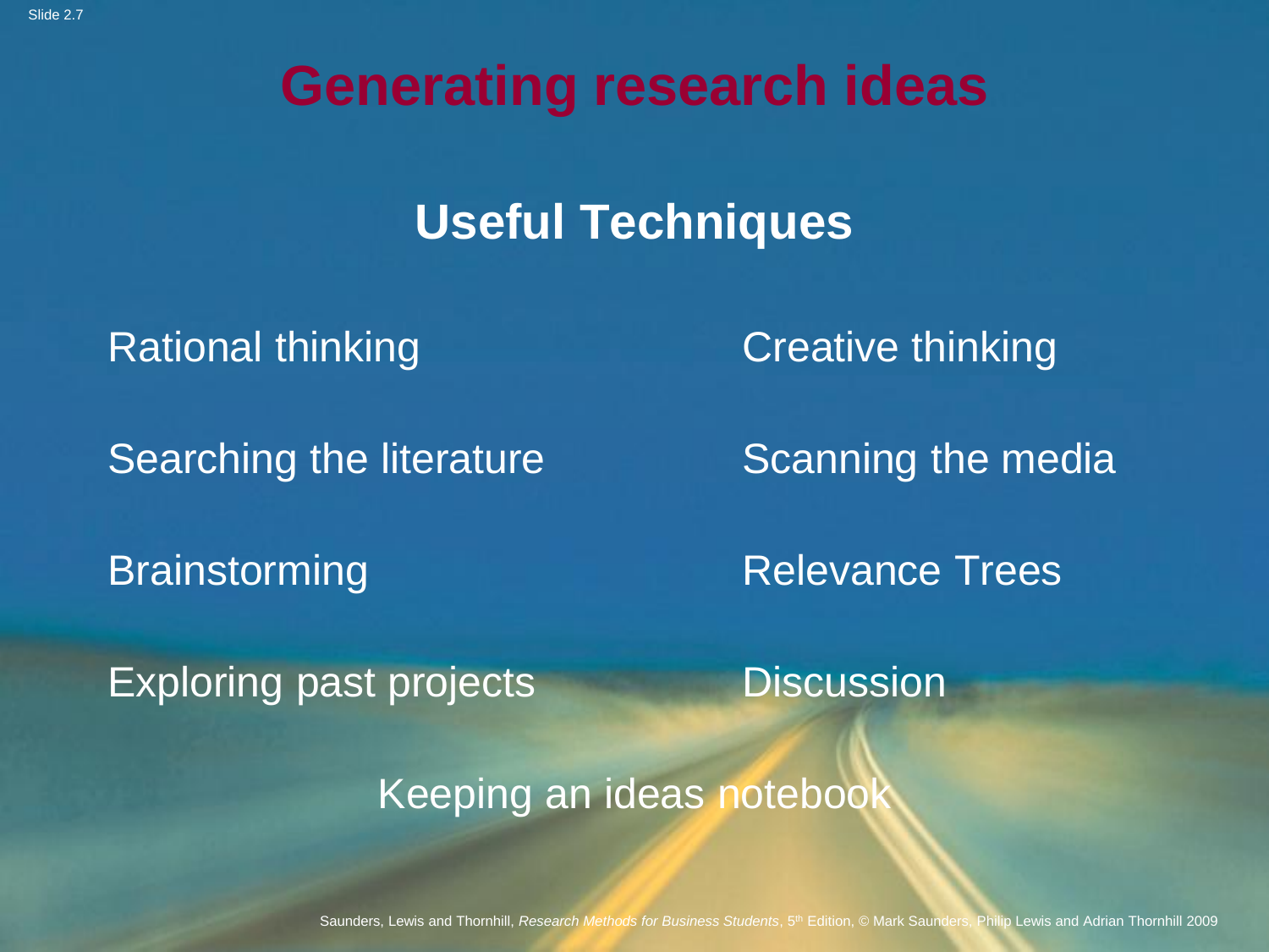# Generating research ideas

## Useful Techniques

Rational thinking

Searching the literature

Brainstorming

Exploring past projects

Creative thinking

Scanning the media

Relevance Trees

Discussion

Keeping an ideas notebook

Saunders, Lewis and Thornhill, *Research Methods for Business Students*, 5th Edition, © Mark Saunders, Philip Lewis and Adrian Thornhill 2009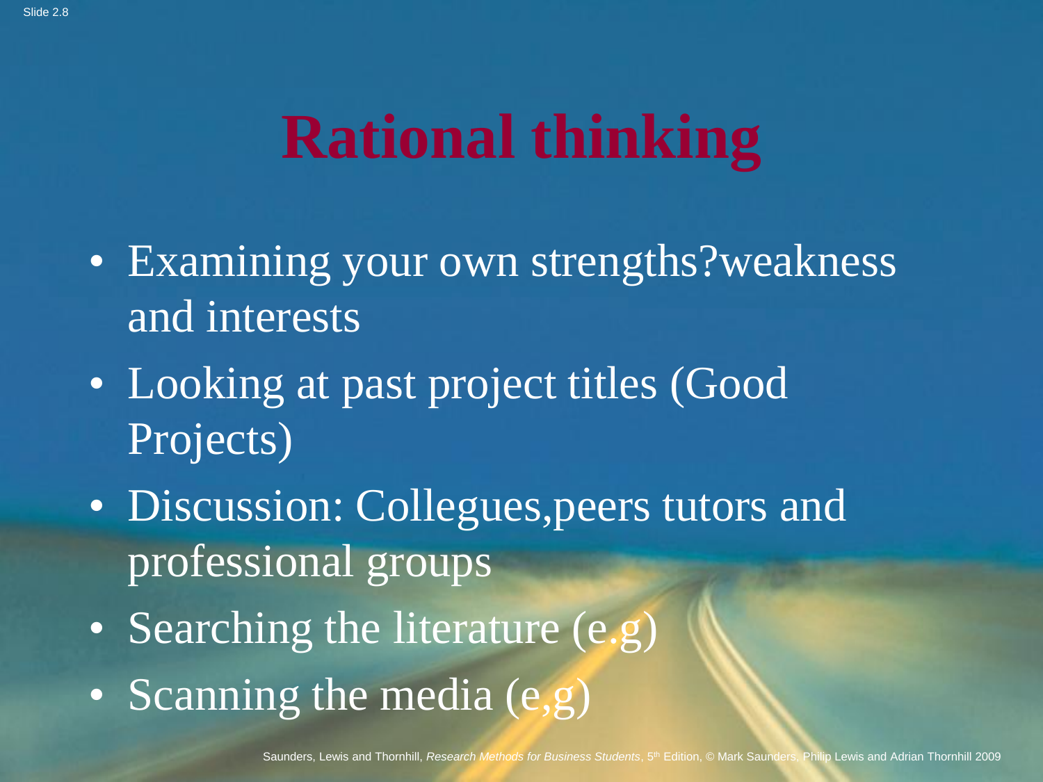# Rational thinking

- Examining your own strengths?weakness and interests
- Looking at past project titles (Good Projects)
- Discussion: Collegues,peers tutors and professional groups
- Searching the literature (e.g)
- Scanning the media (e,g)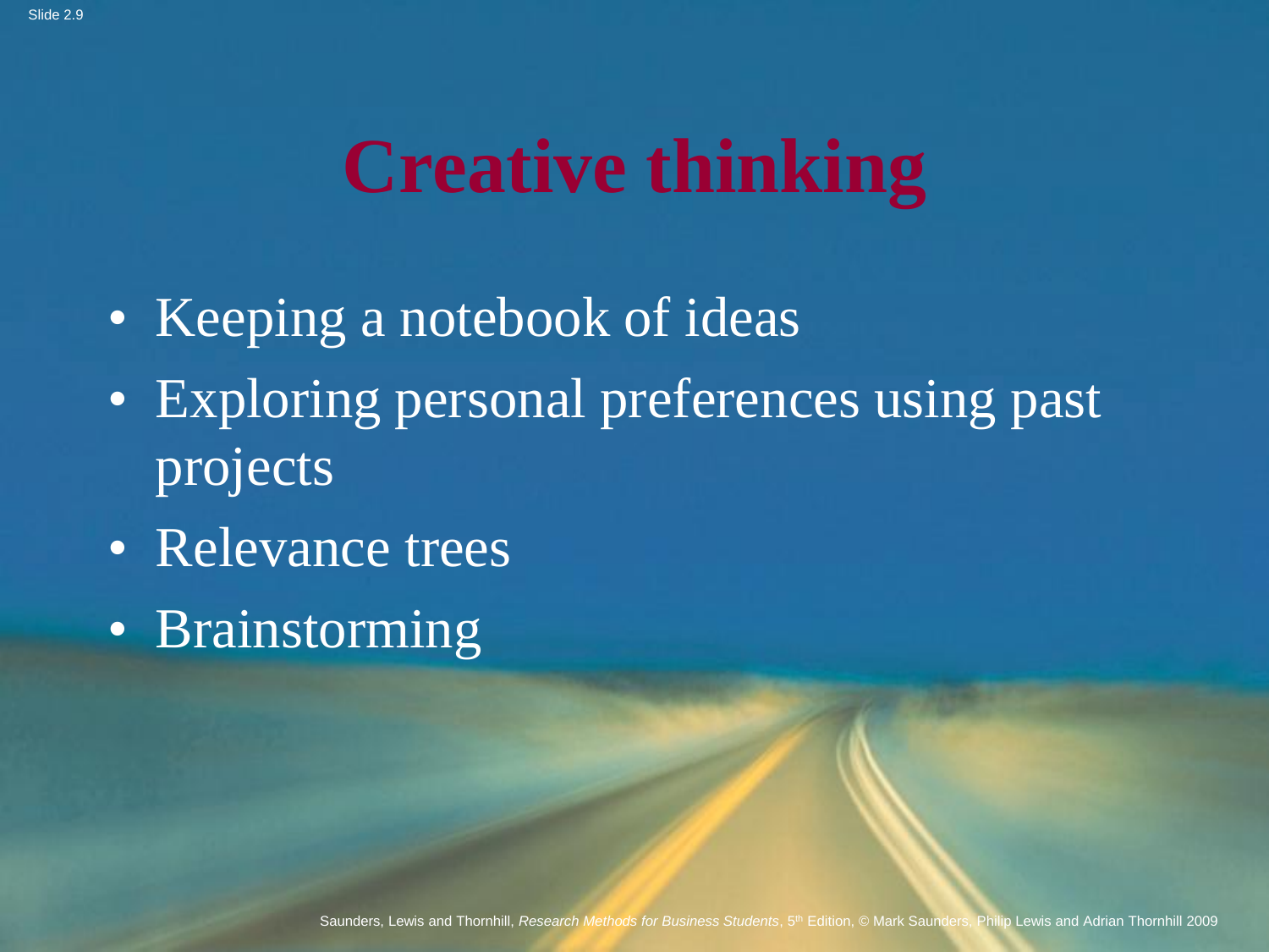# Creative thinking

- Keeping a notebook of ideas
- Exploring personal preferences using past projects
- Relevance trees
- Brainstorming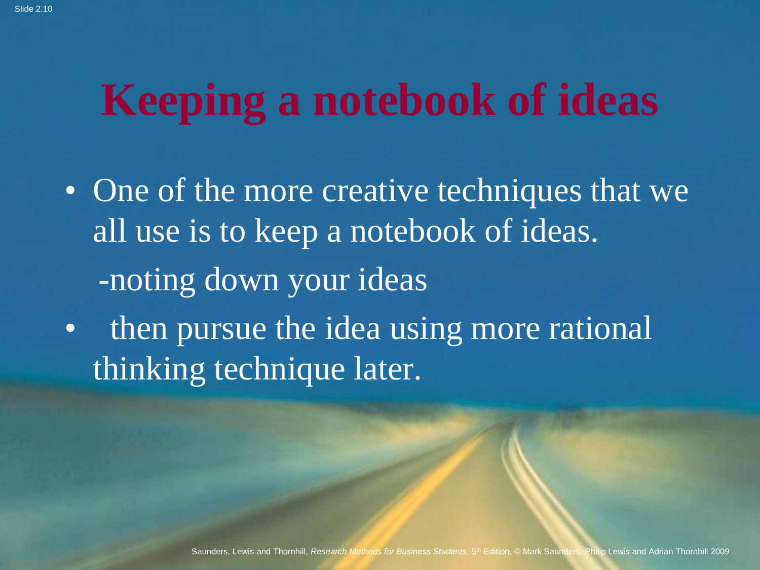# Keeping a notebook of ideas

- One of the more creative techniques that we all use is to keep a notebook of ideas.

  -noting down your ideas

- then pursue the idea using more rational thinking technique later.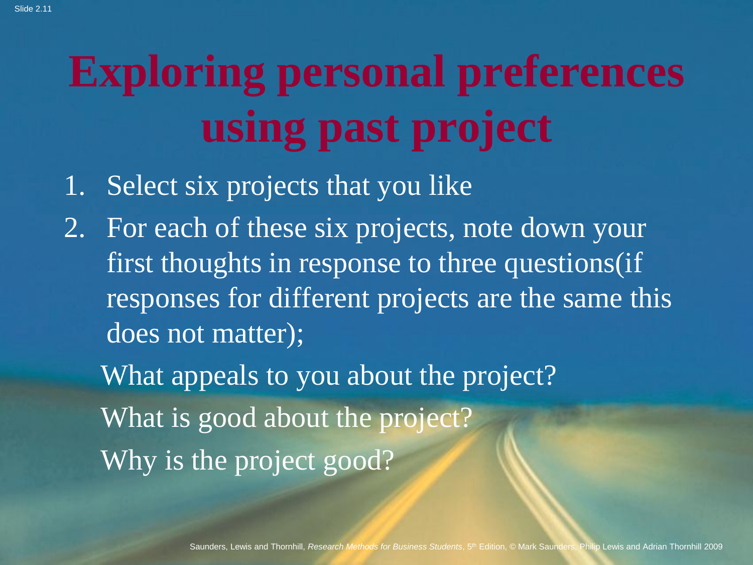# Exploring personal preferences using past project

1. Select six projects that you like
2. For each of these six projects, note down your first thoughts in response to three questions(if responses for different projects are the same this does not matter);

   What appeals to you about the project?

   What is good about the project?

   Why is the project good?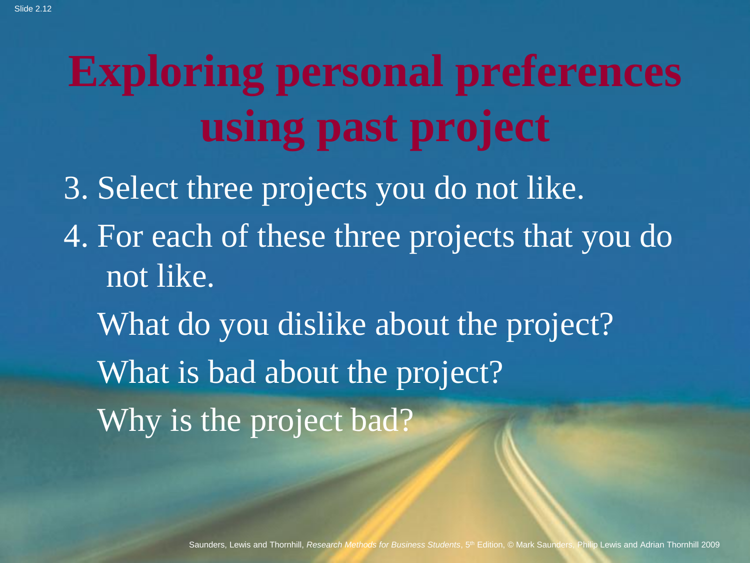# Exploring personal preferences using past project

3. Select three projects you do not like.
4. For each of these three projects that you do not like.

   What do you dislike about the project?

   What is bad about the project?

   Why is the project bad?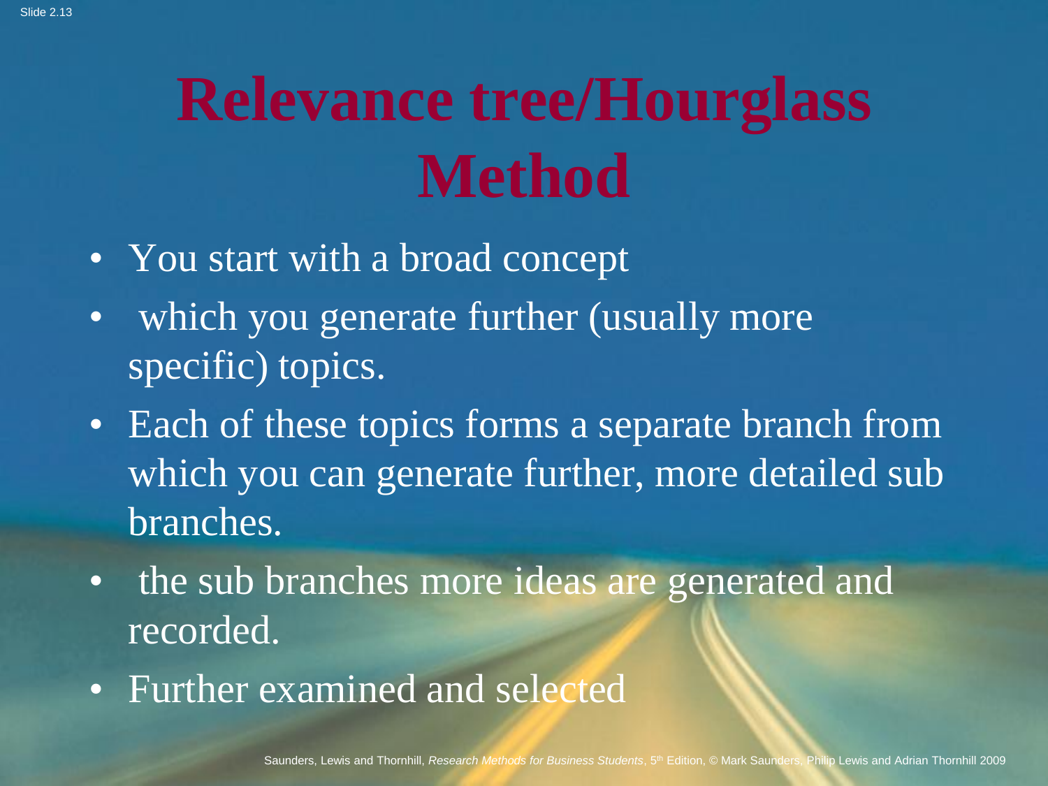# Relevance tree/Hourglass Method

- You start with a broad concept
- which you generate further (usually more specific) topics.
- Each of these topics forms a separate branch from which you can generate further, more detailed sub branches.
- the sub branches more ideas are generated and recorded.
- Further examined and selected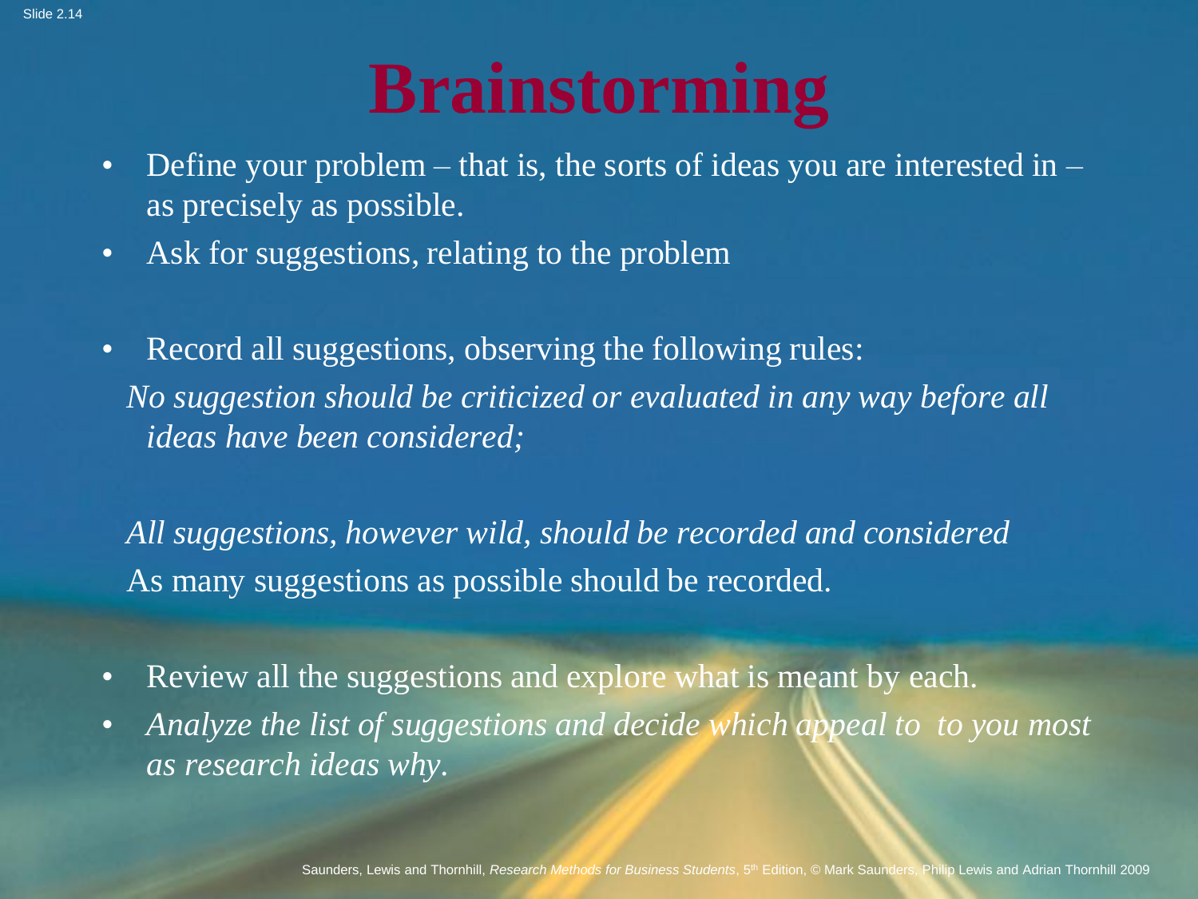# Brainstorming

- Define your problem – that is, the sorts of ideas you are interested in – as precisely as possible.
- Ask for suggestions, relating to the problem
- Record all suggestions, observing the following rules:

  *No suggestion should be criticized or evaluated in any way before all ideas have been considered;*

  *All suggestions, however wild, should be recorded and considered*

  As many suggestions as possible should be recorded.

- Review all the suggestions and explore what is meant by each.
- *Analyze the list of suggestions and decide which appeal to to you most as research ideas why*.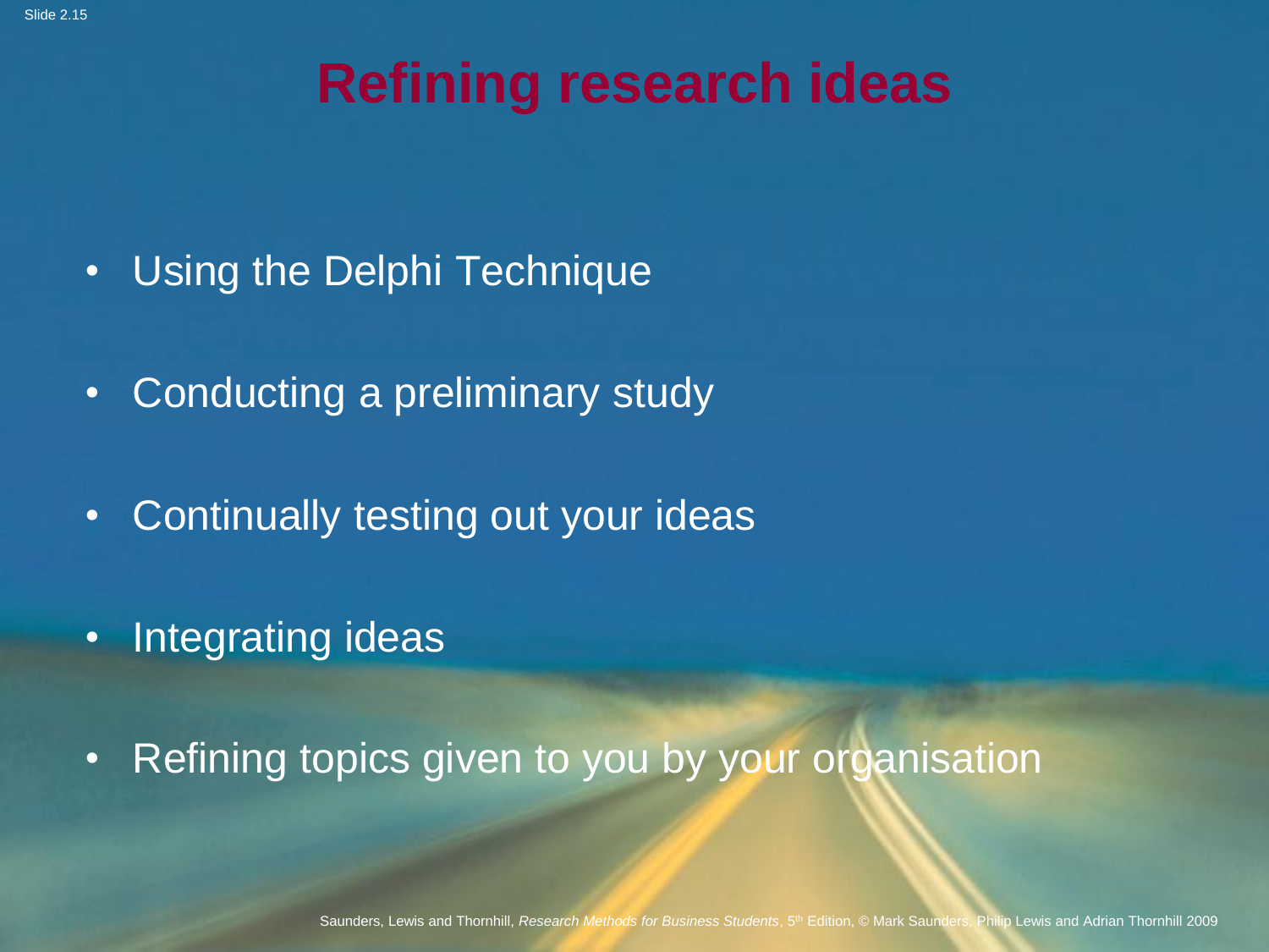# Refining research ideas

- Using the Delphi Technique
- Conducting a preliminary study
- Continually testing out your ideas
- Integrating ideas
- Refining topics given to you by your organisation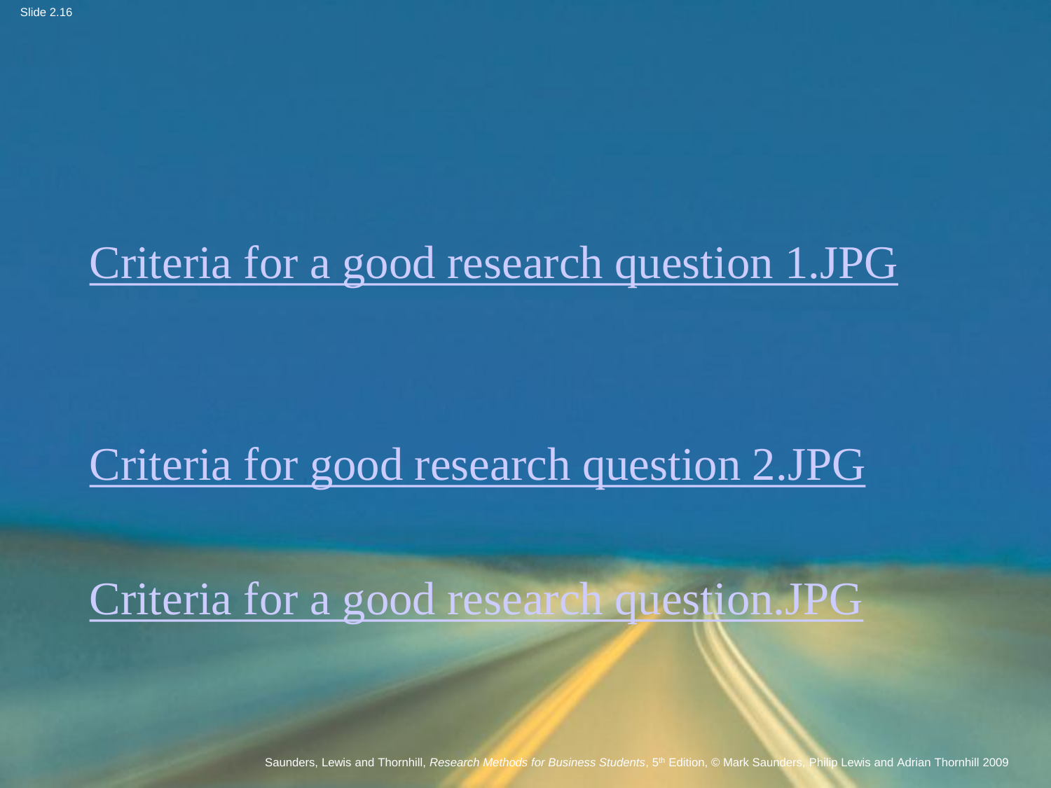Criteria for a good research question 1.JPG

Criteria for good research question 2.JPG

Criteria for a good research question.JPG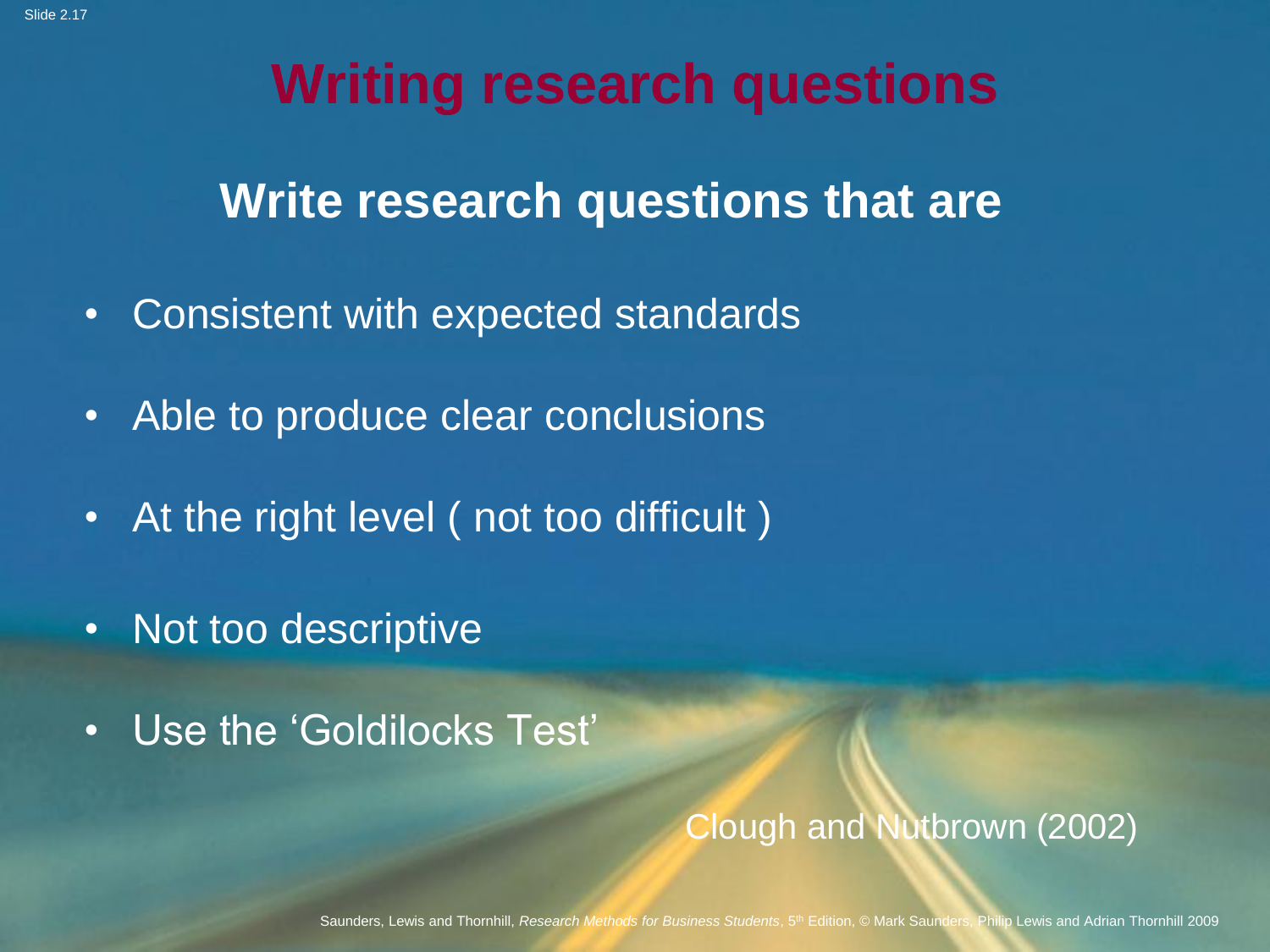# Writing research questions

## Write research questions that are

- Consistent with expected standards
- Able to produce clear conclusions
- At the right level ( not too difficult )
- Not too descriptive
- Use the 'Goldilocks Test'

Clough and Nutbrown (2002)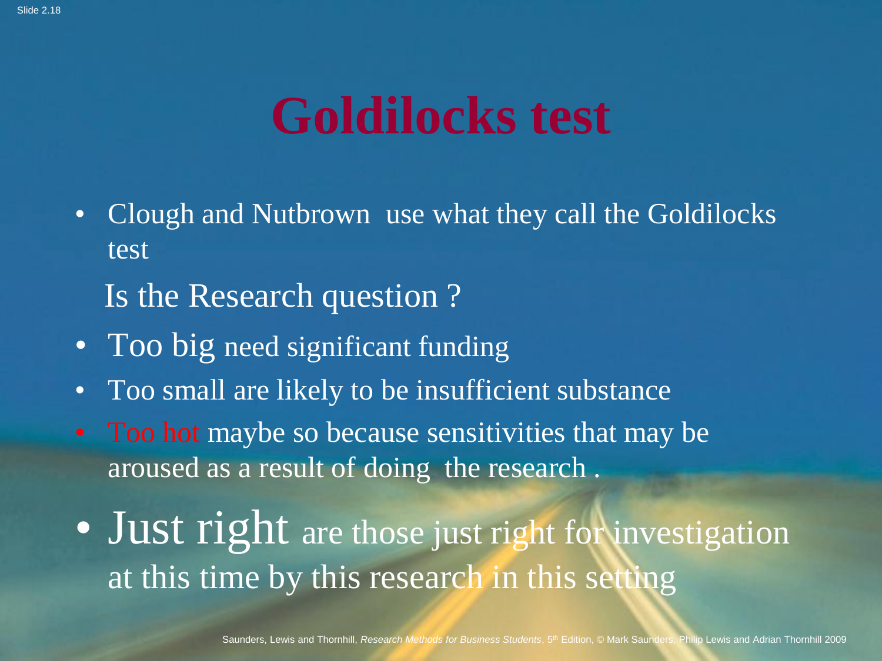# Goldilocks test

- Clough and Nutbrown use what they call the Goldilocks test

  Is the Research question ?

- Too big need significant funding
- Too small are likely to be insufficient substance
- Too hot maybe so because sensitivities that may be aroused as a result of doing the research .
- Just right are those just right for investigation at this time by this research in this setting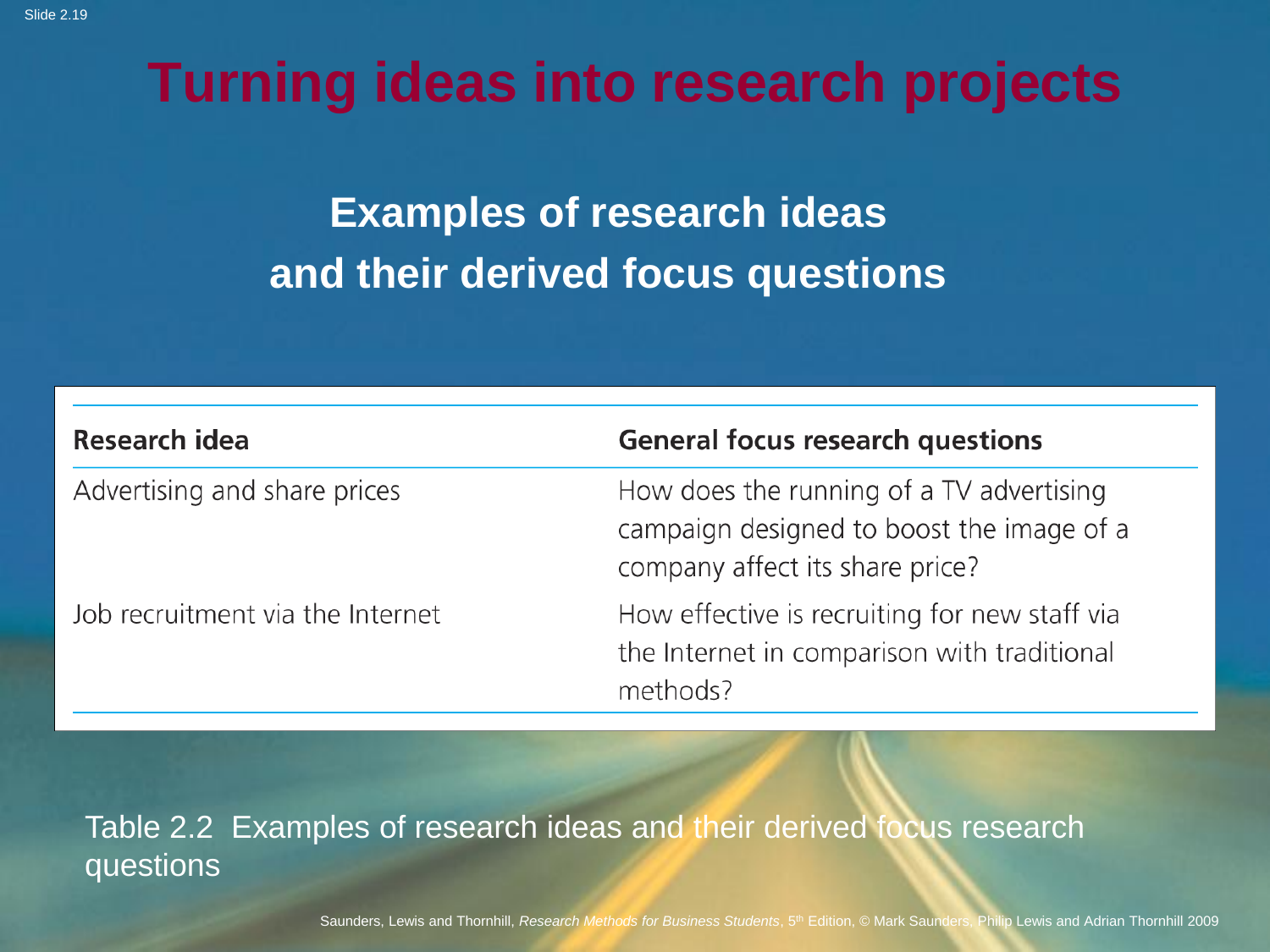# Turning ideas into research projects

## Examples of research ideas and their derived focus questions

| Research idea | General focus research questions |
|---|---|
| Advertising and share prices | How does the running of a TV advertising campaign designed to boost the image of a company affect its share price? |
| Job recruitment via the Internet | How effective is recruiting for new staff via the Internet in comparison with traditional methods? |

Table 2.2 Examples of research ideas and their derived focus research questions

Saunders, Lewis and Thornhill, *Research Methods for Business Students*, 5th Edition, © Mark Saunders, Philip Lewis and Adrian Thornhill 2009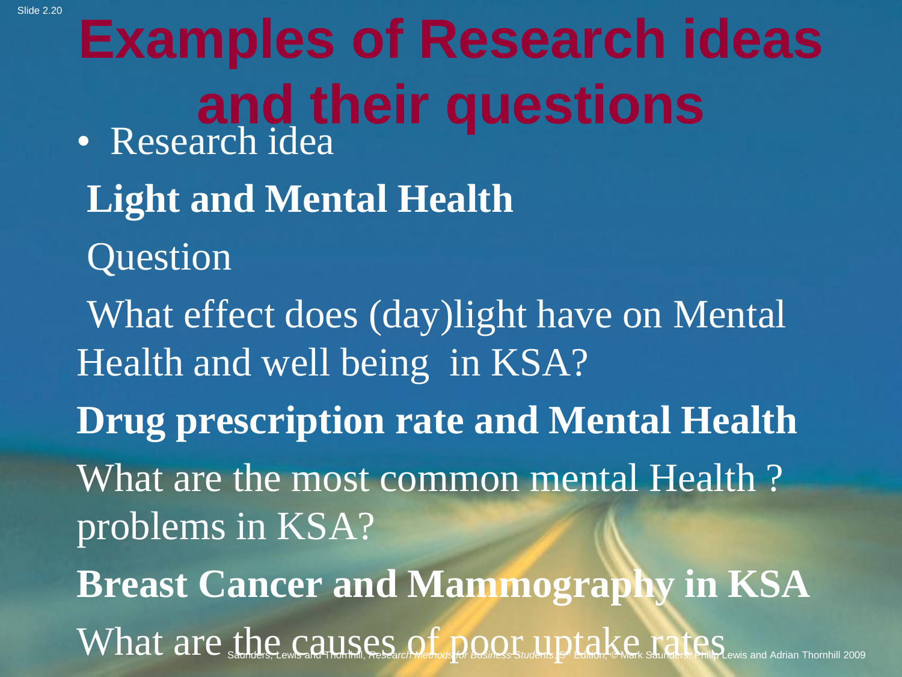# Examples of Research ideas and their questions

- Research idea

**Light and Mental Health**

Question

What effect does (day)light have on Mental Health and well being in KSA?

**Drug prescription rate and Mental Health**

What are the most common mental Health ? problems in KSA?

**Breast Cancer and Mammography in KSA**

What are the causes of poor uptake rates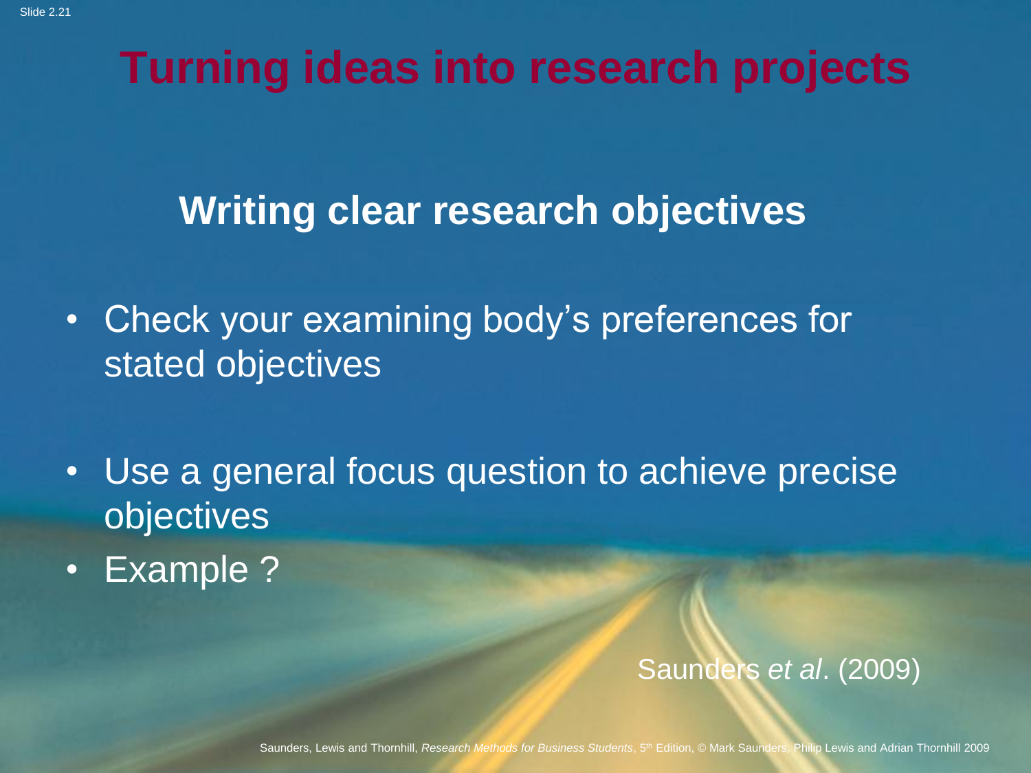# Turning ideas into research projects

## Writing clear research objectives

- Check your examining body's preferences for stated objectives
- Use a general focus question to achieve precise objectives
- Example ?

Saunders *et al*. (2009)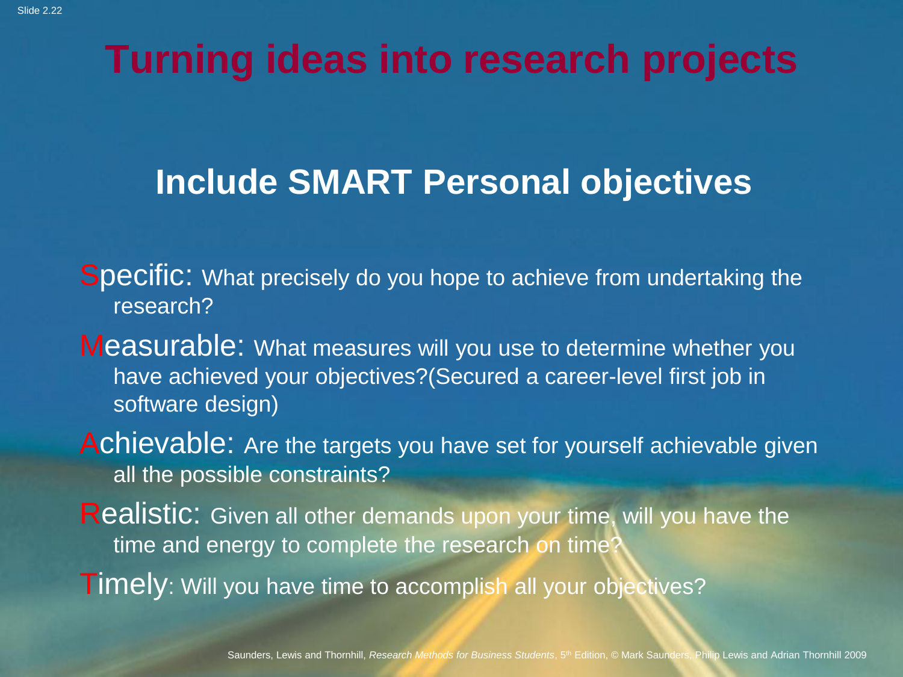# Turning ideas into research projects

## Include SMART Personal objectives

**S**pecific: What precisely do you hope to achieve from undertaking the research?

**M**easurable: What measures will you use to determine whether you have achieved your objectives?(Secured a career-level first job in software design)

**A**chievable: Are the targets you have set for yourself achievable given all the possible constraints?

**R**ealistic: Given all other demands upon your time, will you have the time and energy to complete the research on time?

**T**imely: Will you have time to accomplish all your objectives?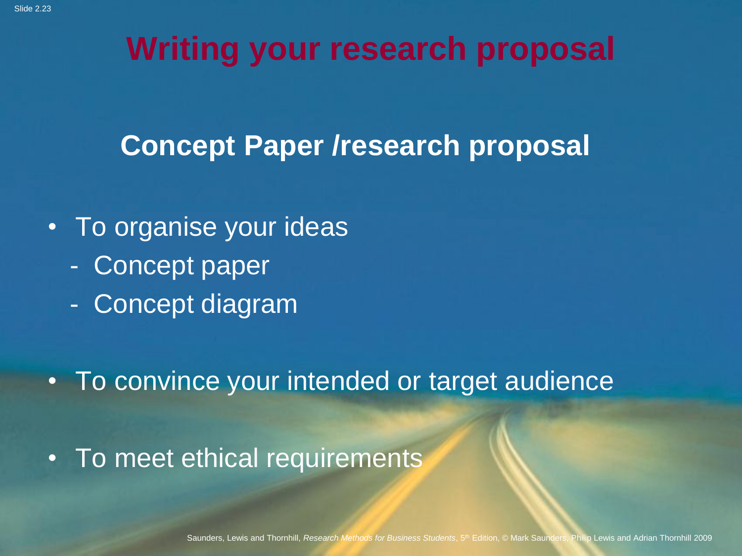# Writing your research proposal

## Concept Paper /research proposal

- To organise your ideas
  - Concept paper
  - Concept diagram
- To convince your intended or target audience
- To meet ethical requirements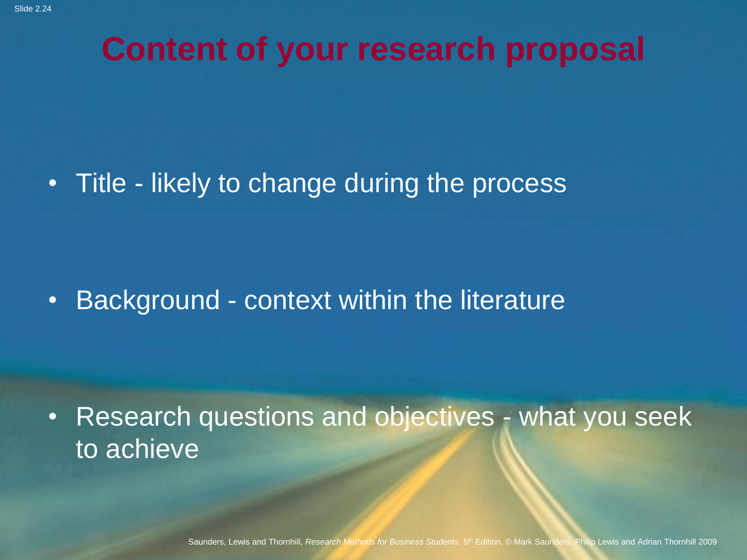# Content of your research proposal

- Title - likely to change during the process
- Background - context within the literature
- Research questions and objectives - what you seek to achieve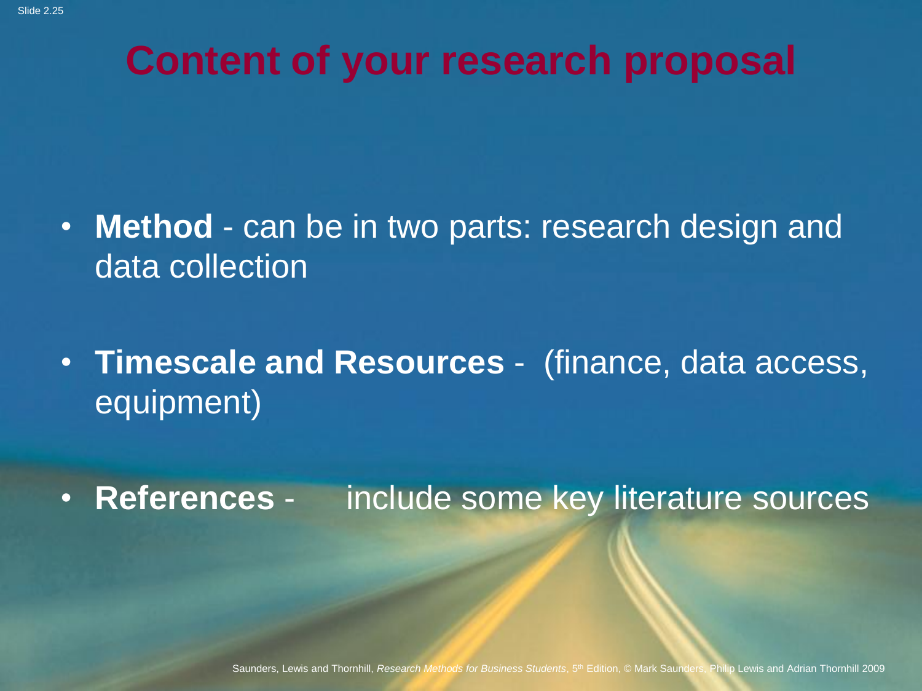# Content of your research proposal

- **Method** - can be in two parts: research design and data collection
- **Timescale and Resources** - (finance, data access, equipment)
- **References** - include some key literature sources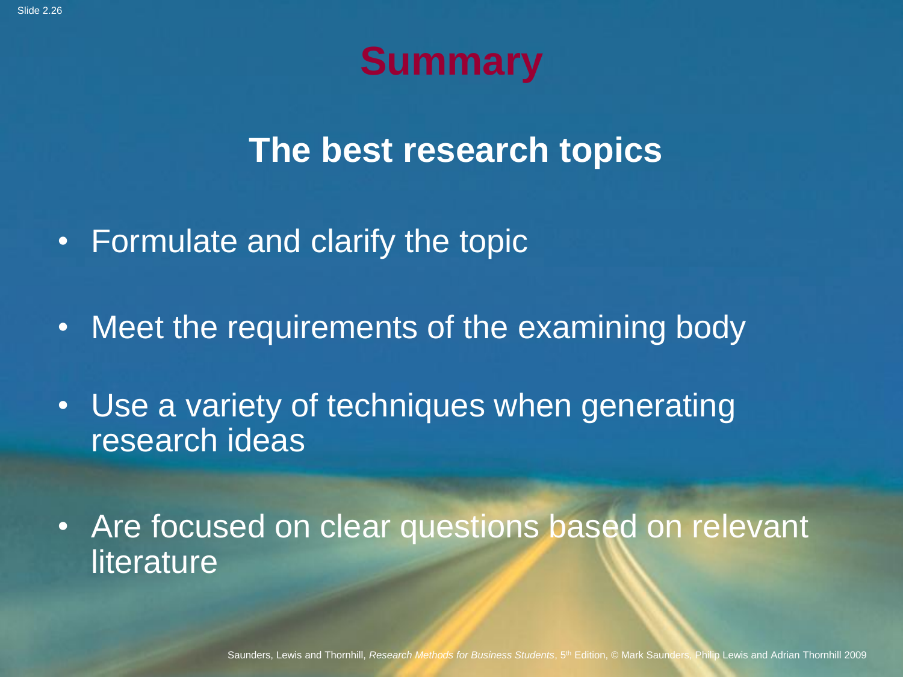# Summary

## The best research topics

- Formulate and clarify the topic
- Meet the requirements of the examining body
- Use a variety of techniques when generating research ideas
- Are focused on clear questions based on relevant literature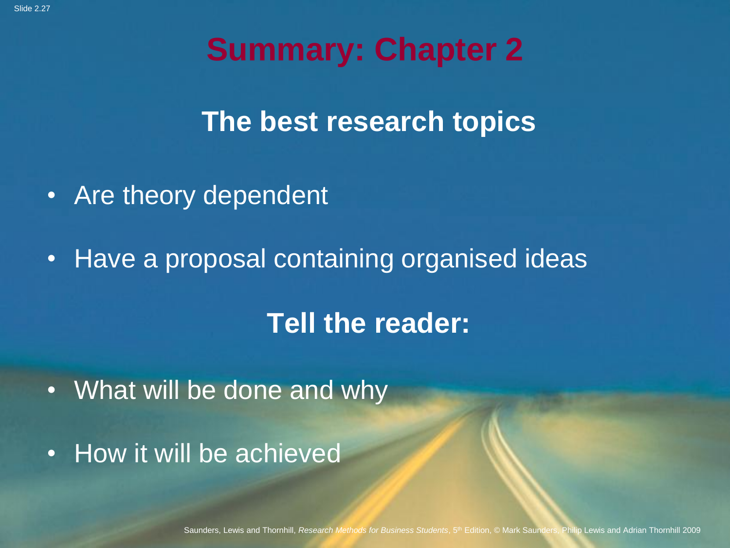# Summary: Chapter 2

## The best research topics

- Are theory dependent
- Have a proposal containing organised ideas

## Tell the reader:

- What will be done and why
- How it will be achieved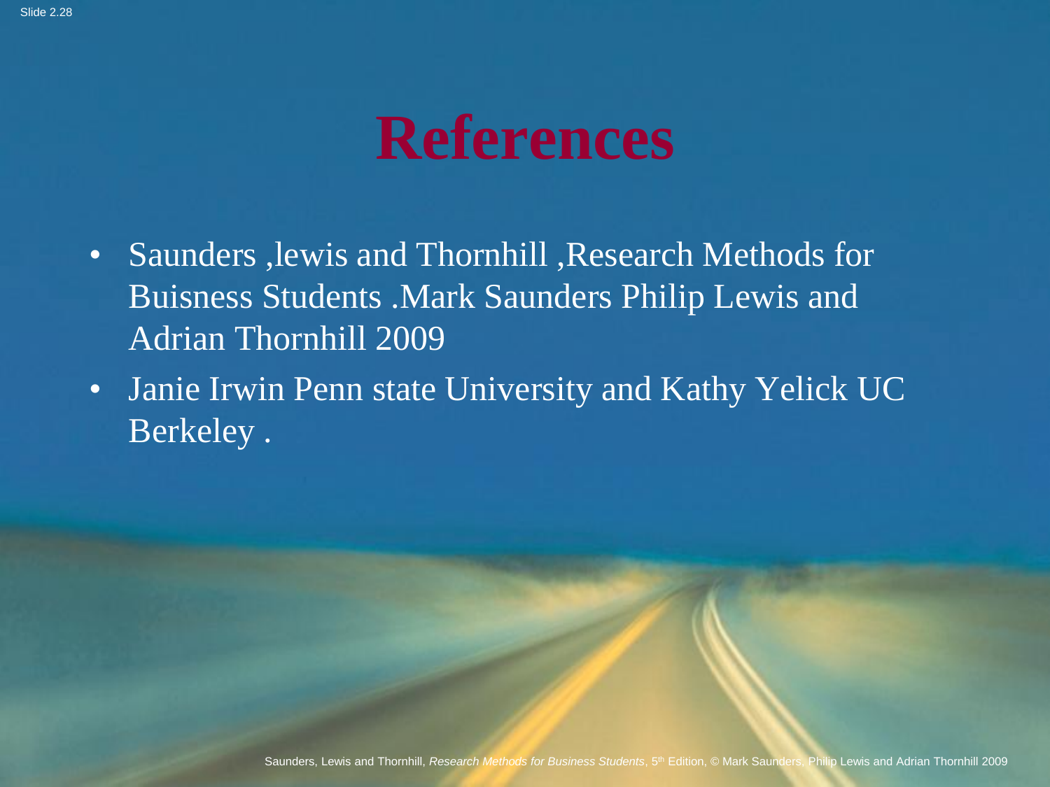# References

- Saunders ,lewis and Thornhill ,Research Methods for Buisness Students .Mark Saunders Philip Lewis and Adrian Thornhill 2009
- Janie Irwin Penn state University and Kathy Yelick UC Berkeley .